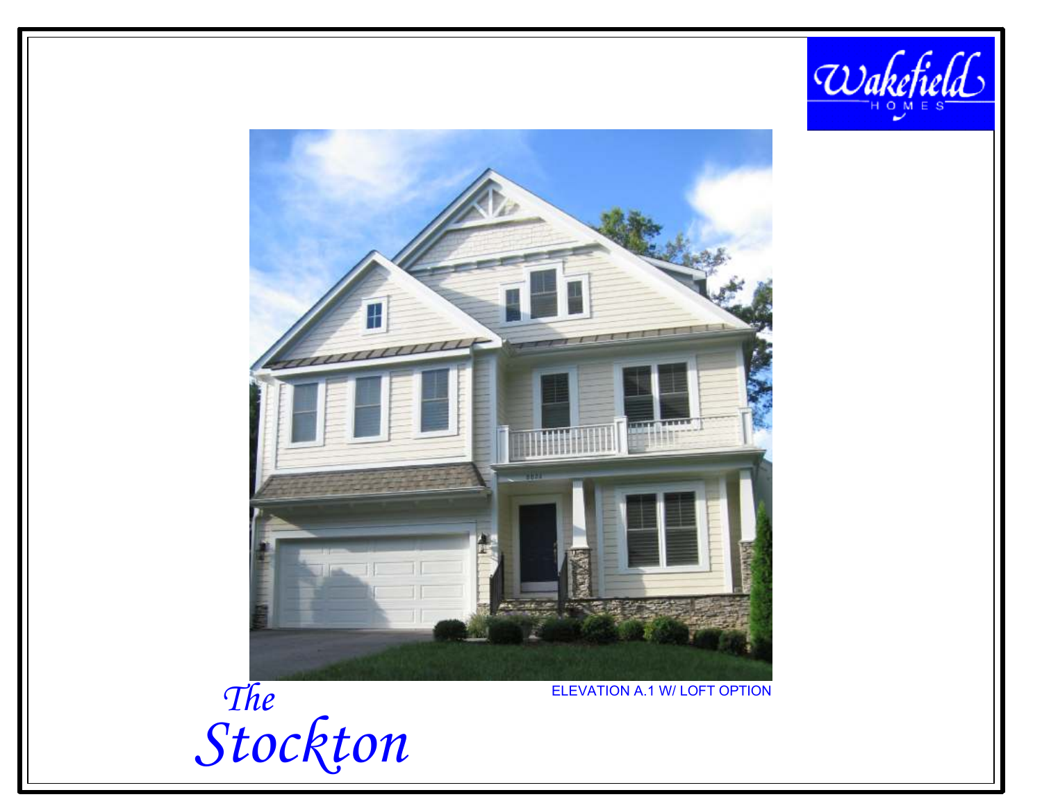Wakefield HOMES

ELEVATION A.1 W/ LOFT OPTION

# The Stockton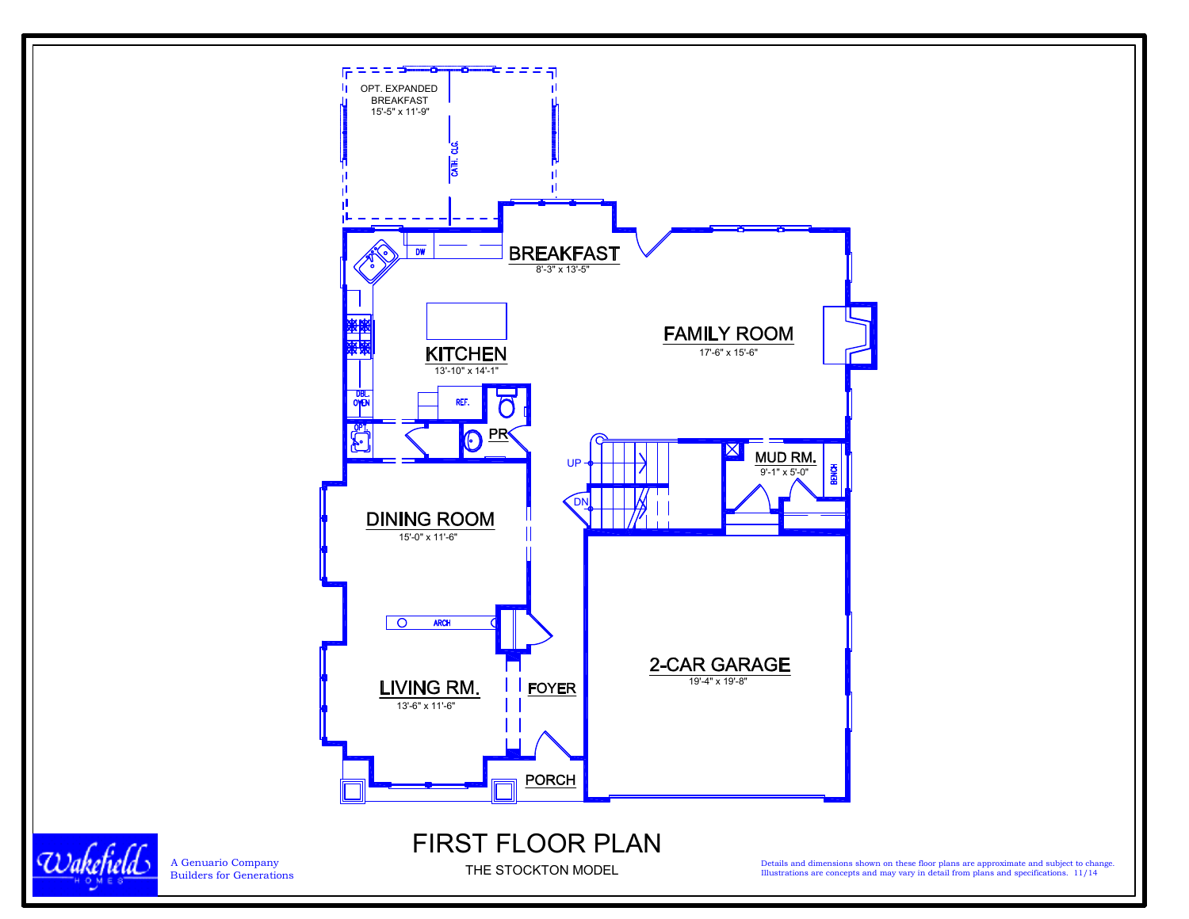OPT. EXPANDED BREAKFAST
15'-5" x 11'-9"

CATH. CLG.

DW

**BREAKFAST**
8'-3" x 13'-5"

**KITCHEN**
13'-10" x 14'-1"

**FAMILY ROOM**
17'-6" x 15'-6"

DBL. OVEN

REF.

OPT.

PR

UP

DN

**MUD RM.**
9'-1" x 5'-0"

BENCH

**DINING ROOM**
15'-0" x 11'-6"

ARCH

**LIVING RM.**
13'-6" x 11'-6"

**FOYER**

**2-CAR GARAGE**
19'-4" x 19'-8"

**PORCH**

# FIRST FLOOR PLAN

THE STOCKTON MODEL

Wakefield HOMES

A Genuario Company
Builders for Generations

Details and dimensions shown on these floor plans are approximate and subject to change. Illustrations are concepts and may vary in detail from plans and specifications. 11/14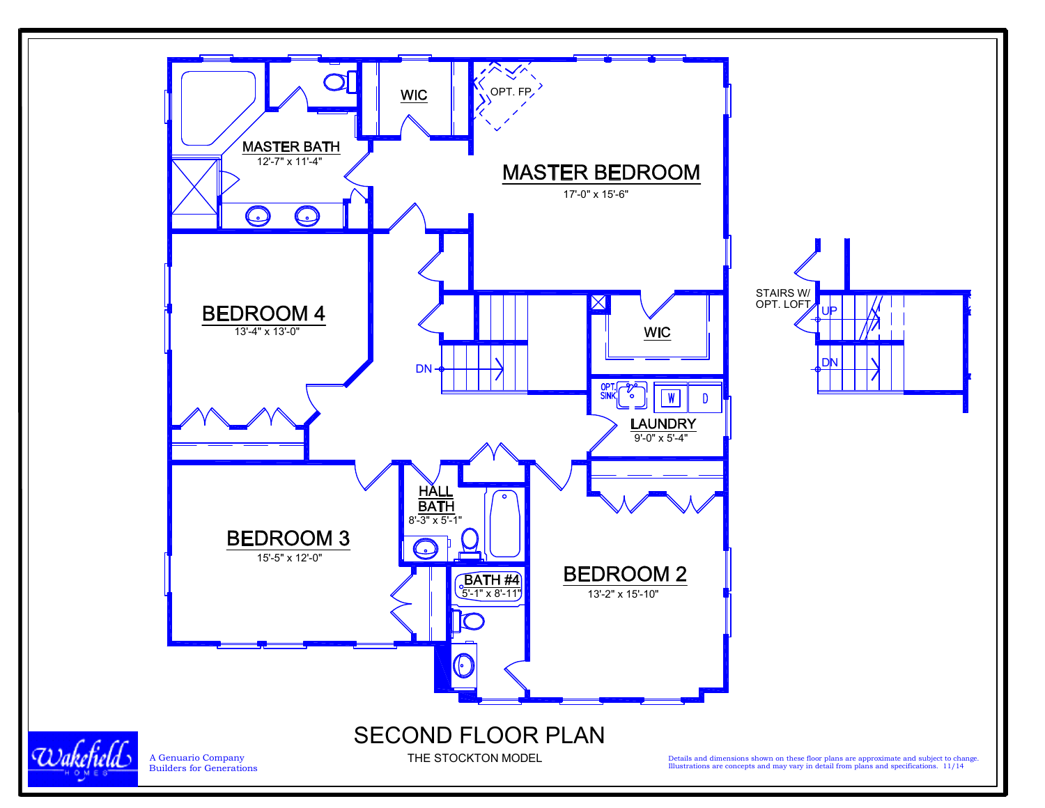# SECOND FLOOR PLAN

THE STOCKTON MODEL

MASTER BATH
12'-7" x 11'-4"

WIC

OPT. FP

MASTER BEDROOM
17'-0" x 15'-6"

BEDROOM 4
13'-4" x 13'-0"

DN

WIC

OPT. SINK

W

D

LAUNDRY
9'-0" x 5'-4"

HALL BATH
8'-3" x 5'-1"

BEDROOM 3
15'-5" x 12'-0"

BATH #4
5'-1" x 8'-11"

BEDROOM 2
13'-2" x 15'-10"

STAIRS W/ OPT. LOFT

UP

DN

Wakefield HOMES

A Genuario Company
Builders for Generations

Details and dimensions shown on these floor plans are approximate and subject to change. Illustrations are concepts and may vary in detail from plans and specifications. 11/14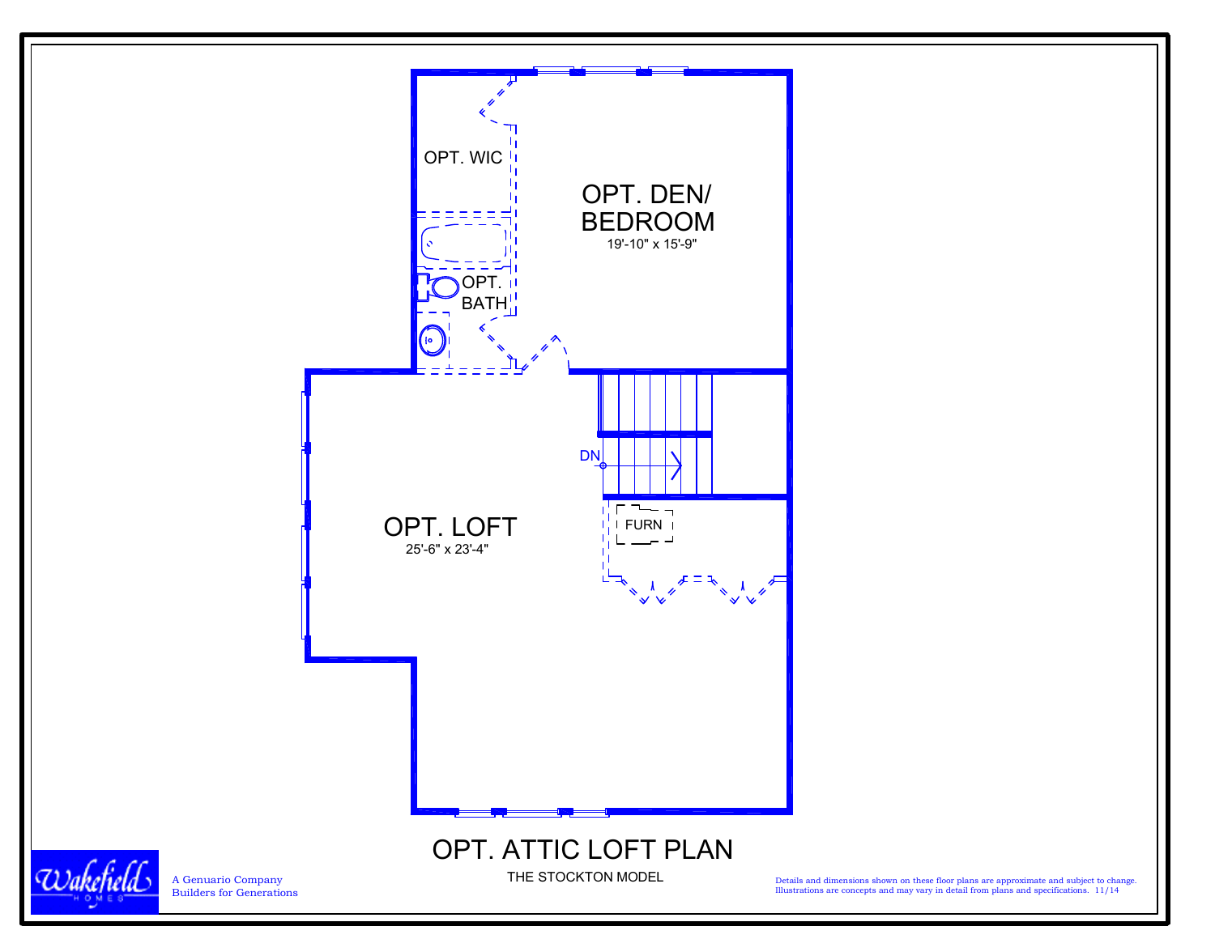OPT. WIC

OPT. DEN/ BEDROOM
19'-10" x 15'-9"

OPT. BATH

DN

FURN

OPT. LOFT
25'-6" x 23'-4"

# OPT. ATTIC LOFT PLAN

THE STOCKTON MODEL

Wakefield HOMES

A Genuario Company
Builders for Generations

Details and dimensions shown on these floor plans are approximate and subject to change. Illustrations are concepts and may vary in detail from plans and specifications. 11/14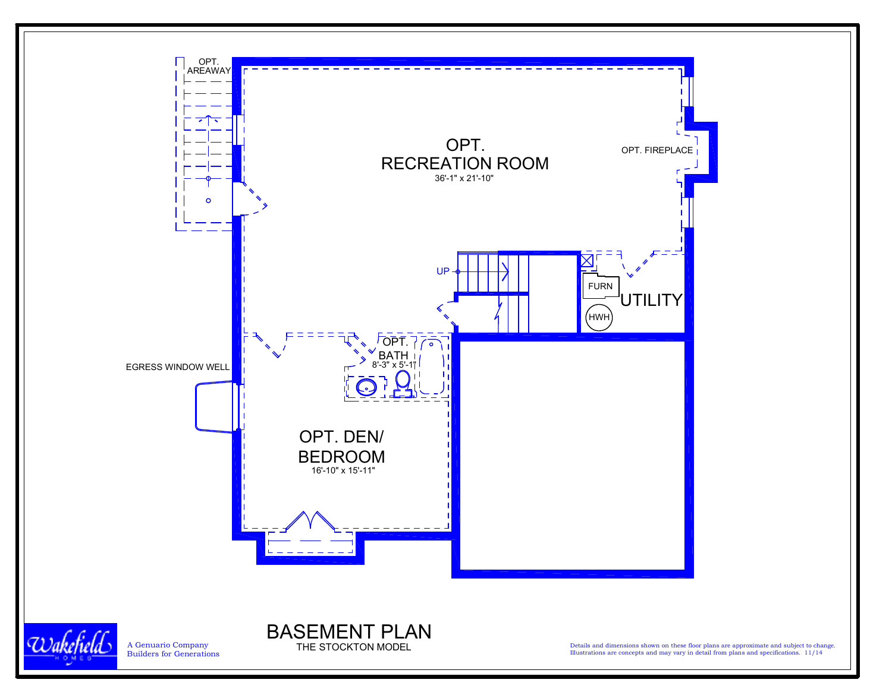OPT. AREAWAY

OPT. RECREATION ROOM
36'-1" x 21'-10"

OPT. FIREPLACE

UP

FURN

UTILITY

HWH

OPT. BATH
8'-3" x 5'-1"

EGRESS WINDOW WELL

OPT. DEN/ BEDROOM
16'-10" x 15'-11"

# BASEMENT PLAN

THE STOCKTON MODEL

Wakefield HOMES

A Genuario Company
Builders for Generations

Details and dimensions shown on these floor plans are approximate and subject to change. Illustrations are concepts and may vary in detail from plans and specifications. 11/14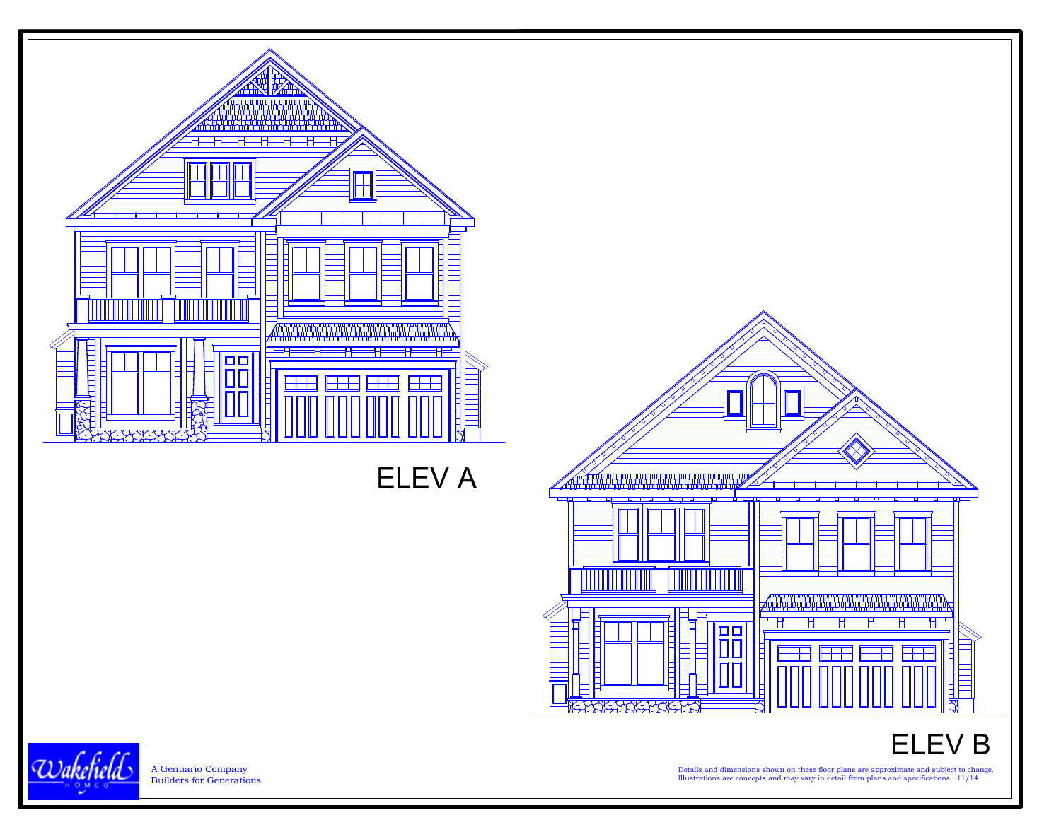ELEV A

ELEV B

Wakefield HOMES

A Genuario Company
Builders for Generations

Details and dimensions shown on these floor plans are approximate and subject to change.
Illustrations are concepts and may vary in detail from plans and specifications. 11/14